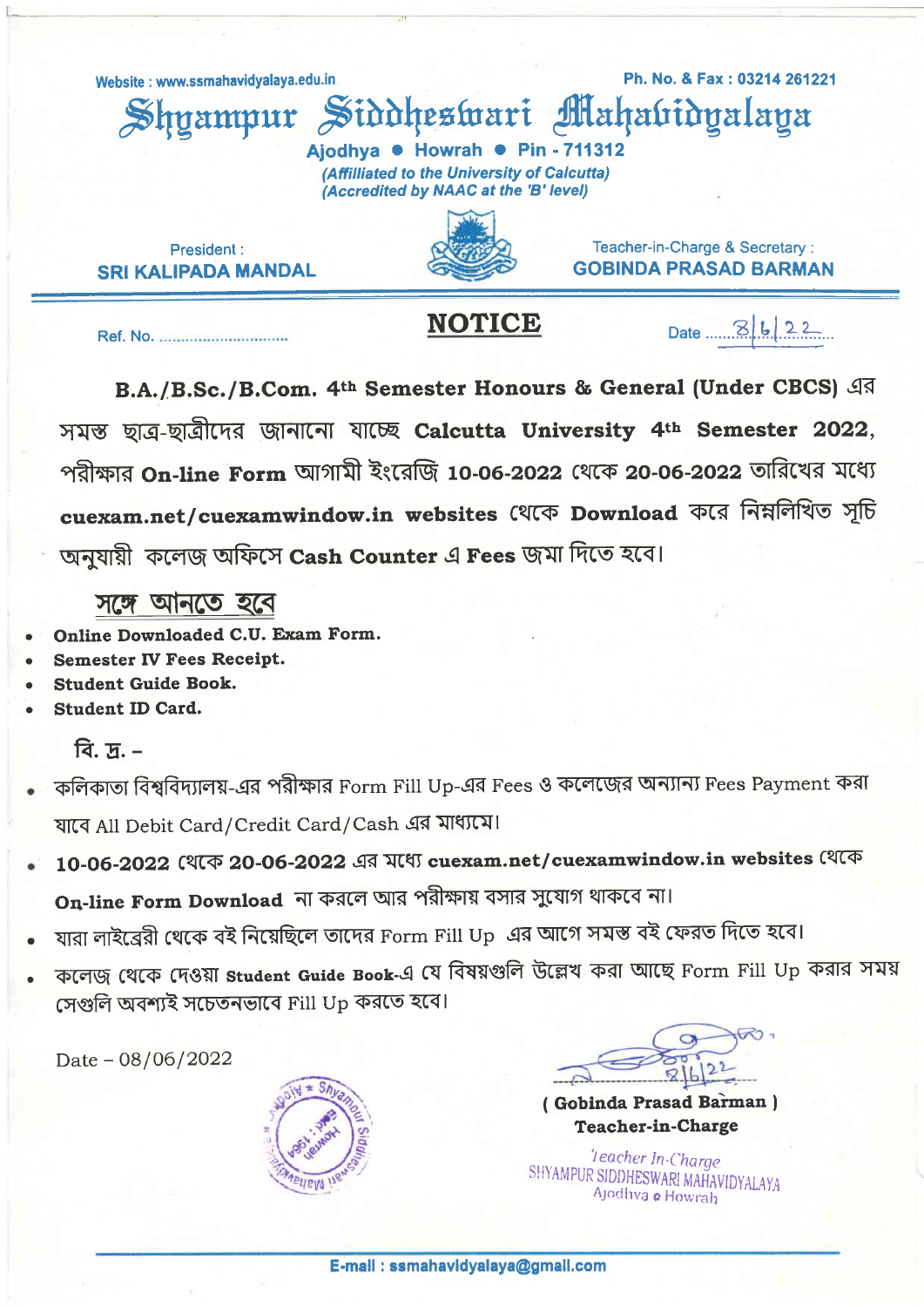Website : www.ssmahavidyalaya.edu.in

Ph. No. & Fax : 03214 261221

# Shyampur Siddheswari Mahavidyalaya

Ajodhya • Howrah • Pin - 711312

*(Affiliated to the University of Calcutta)*
*(Accredited by NAAC at the 'B' level)*

President :
**SRI KALIPADA MANDAL**

Teacher-in-Charge & Secretary :
**GOBINDA PRASAD BARMAN**

Ref. No. ..............................

## NOTICE

Date ......8/6/22......

**B.A./B.Sc./B.Com. 4th Semester Honours & General (Under CBCS)** এর সমস্ত ছাত্র-ছাত্রীদের জানানো যাচ্ছে **Calcutta University 4th Semester 2022**, পরীক্ষার **On-line Form** আগামী ইংরেজি **10-06-2022** থেকে **20-06-2022** তারিখের মধ্যে **cuexam.net/cuexamwindow.in websites** থেকে **Download** করে নিম্নলিখিত সূচি অনুযায়ী কলেজ অফিসে **Cash Counter** এ **Fees** জমা দিতে হবে।

### সঙ্গে আনতে হবে

- **Online Downloaded C.U. Exam Form.**
- **Semester IV Fees Receipt.**
- **Student Guide Book.**
- **Student ID Card.**

বি. দ্র. –

- কলিকাতা বিশ্ববিদ্যালয়-এর পরীক্ষার Form Fill Up-এর Fees ও কলেজের অন্যান্য Fees Payment করা যাবে All Debit Card/Credit Card/Cash এর মাধ্যমে।
- **10-06-2022** থেকে **20-06-2022** এর মধ্যে **cuexam.net/cuexamwindow.in websites** থেকে **On-line Form Download** না করলে আর পরীক্ষায় বসার সুযোগ থাকবে না।
- যারা লাইব্রেরী থেকে বই নিয়েছিলে তাদের Form Fill Up এর আগে সমস্ত বই ফেরত দিতে হবে।
- কলেজ থেকে দেওয়া **Student Guide Book**-এ যে বিষয়গুলি উল্লেখ করা আছে Form Fill Up করার সময় সেগুলি অবশ্যই সচেতনভাবে Fill Up করতে হবে।

Date – 08/06/2022

8/6/22
**( Gobinda Prasad Barman )**
**Teacher-in-Charge**

Teacher In-Charge
SHYAMPUR SIDDHESWARI MAHAVIDYALAYA
Ajodhya • Howrah

E-mail : ssmahavidyalaya@gmail.com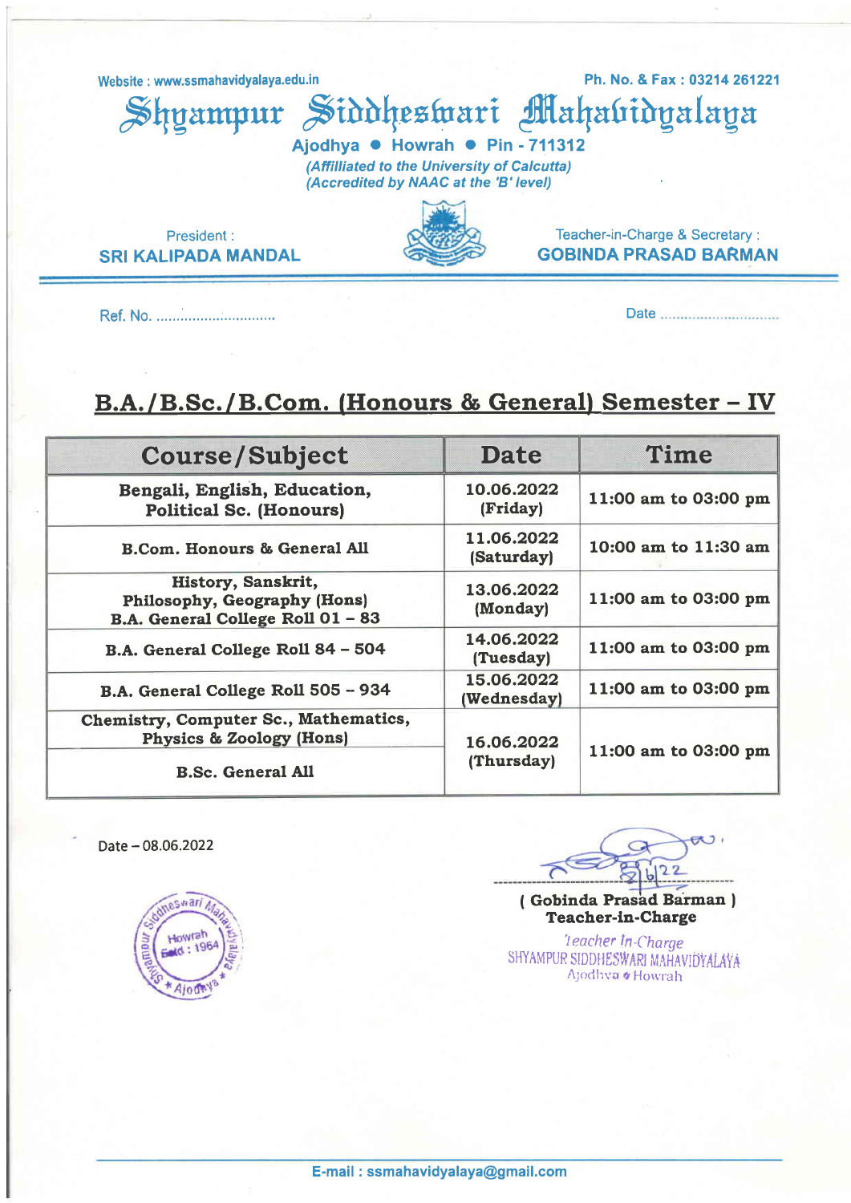Website : www.ssmahavidyalaya.edu.in

Ph. No. & Fax : 03214 261221

# Shyampur Siddheswari Mahavidyalaya

**Ajodhya • Howrah • Pin - 711312**

*(Affiliated to the University of Calcutta)*
*(Accredited by NAAC at the 'B' level)*

President :
**SRI KALIPADA MANDAL**

Teacher-in-Charge & Secretary :
**GOBINDA PRASAD BARMAN**

Ref. No. ..............................

Date ..............................

## B.A./B.Sc./B.Com. (Honours & General) Semester – IV

| Course/Subject | Date | Time |
|---|---|---|
| Bengali, English, Education, Political Sc. (Honours) | 10.06.2022 (Friday) | 11:00 am to 03:00 pm |
| B.Com. Honours & General All | 11.06.2022 (Saturday) | 10:00 am to 11:30 am |
| History, Sanskrit, Philosophy, Geography (Hons) B.A. General College Roll 01 – 83 | 13.06.2022 (Monday) | 11:00 am to 03:00 pm |
| B.A. General College Roll 84 – 504 | 14.06.2022 (Tuesday) | 11:00 am to 03:00 pm |
| B.A. General College Roll 505 – 934 | 15.06.2022 (Wednesday) | 11:00 am to 03:00 pm |
| Chemistry, Computer Sc., Mathematics, Physics & Zoology (Hons) | 16.06.2022 (Thursday) | 11:00 am to 03:00 pm |
| B.Sc. General All | | |

Date – 08.06.2022

( Gobinda Prasad Barman )
**Teacher-in-Charge**

Teacher In-Charge
SHYAMPUR SIDDHESWARI MAHAVIDYALAYA
Ajodhya • Howrah

E-mail : ssmahavidyalaya@gmail.com